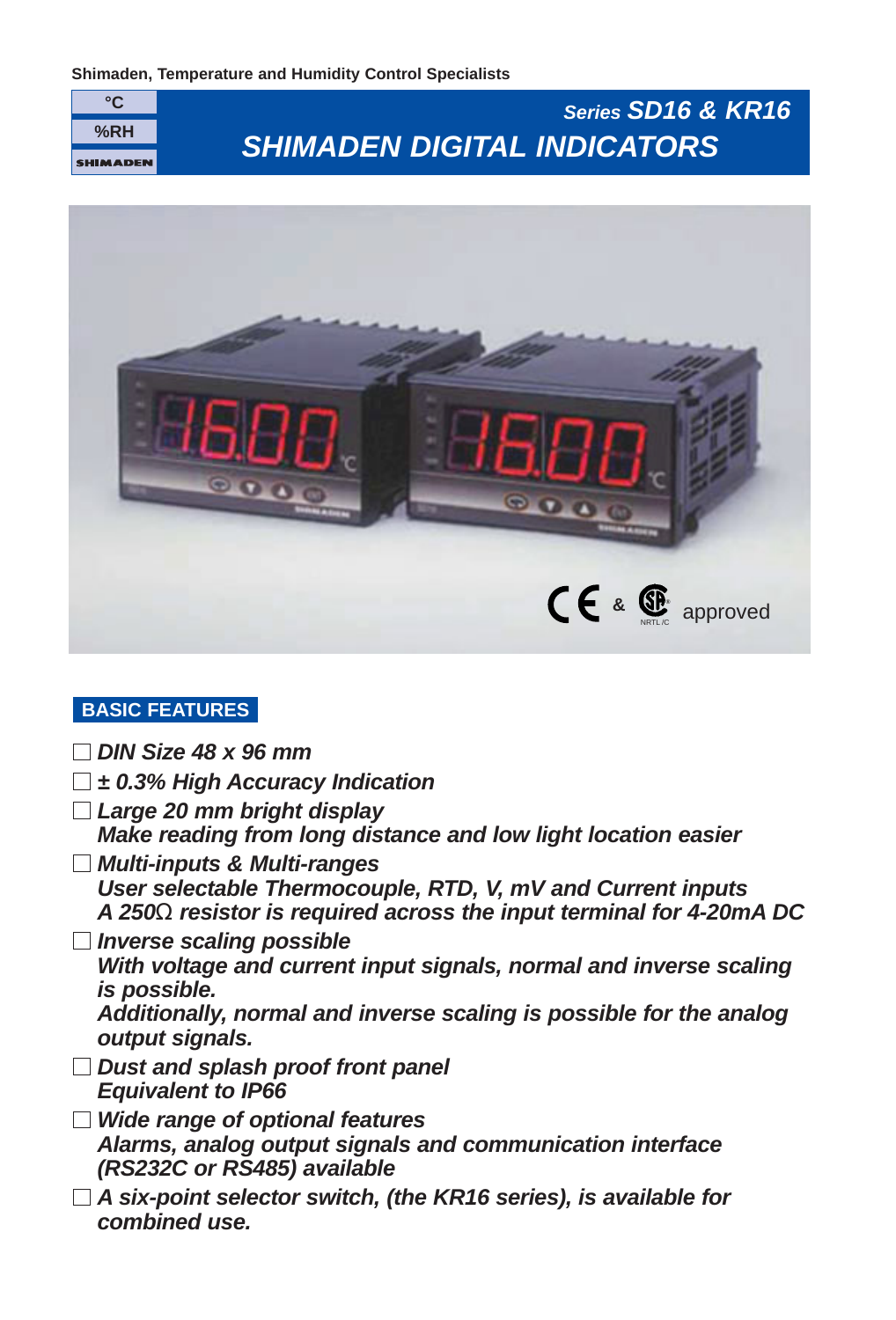Shimaden, Temperature and Humidity Control Specialists

°C

%RH

SHIMADEN

*Series* ***SD16 & KR16***

# *SHIMADEN DIGITAL INDICATORS*

CE & SP NRTL/C approved

## BASIC FEATURES

- ***DIN Size 48 x 96 mm***
- ***± 0.3% High Accuracy Indication***
- ***Large 20 mm bright display***  
  ***Make reading from long distance and low light location easier***
- ***Multi-inputs & Multi-ranges***  
  ***User selectable Thermocouple, RTD, V, mV and Current inputs***  
  ***A 250Ω resistor is required across the input terminal for 4-20mA DC***
- ***Inverse scaling possible***  
  ***With voltage and current input signals, normal and inverse scaling is possible.***  
  ***Additionally, normal and inverse scaling is possible for the analog output signals.***
- ***Dust and splash proof front panel***  
  ***Equivalent to IP66***
- ***Wide range of optional features***  
  ***Alarms, analog output signals and communication interface (RS232C or RS485) available***
- ***A six-point selector switch, (the KR16 series), is available for combined use.***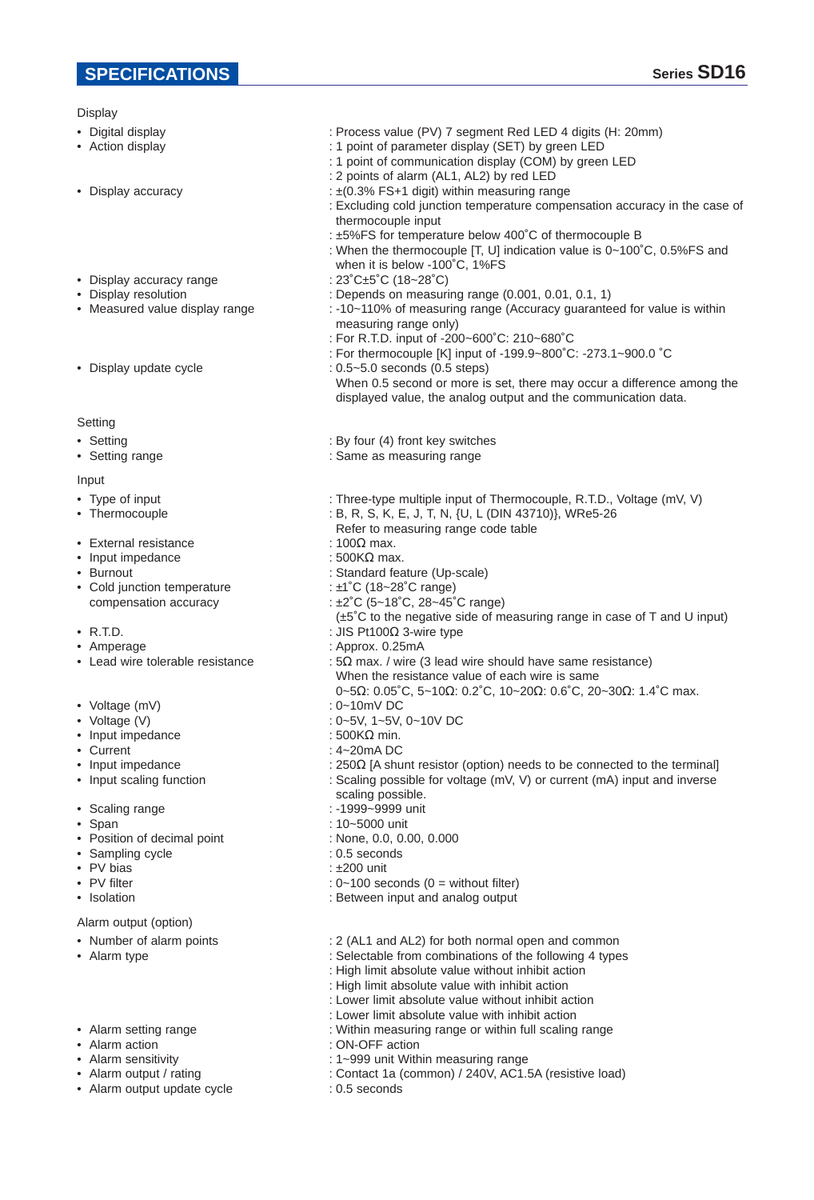## SPECIFICATIONS

### Display

- Digital display : Process value (PV) 7 segment Red LED 4 digits (H: 20mm)
- Action display : 1 point of parameter display (SET) by green LED
  : 1 point of communication display (COM) by green LED
  : 2 points of alarm (AL1, AL2) by red LED
- Display accuracy : ±(0.3% FS+1 digit) within measuring range
  : Excluding cold junction temperature compensation accuracy in the case of thermocouple input
  : ±5%FS for temperature below 400˚C of thermocouple B
  : When the thermocouple [T, U] indication value is 0~100˚C, 0.5%FS and when it is below -100˚C, 1%FS
- Display accuracy range : 23˚C±5˚C (18~28˚C)
- Display resolution : Depends on measuring range (0.001, 0.01, 0.1, 1)
- Measured value display range : -10~110% of measuring range (Accuracy guaranteed for value is within measuring range only)
  : For R.T.D. input of -200~600˚C: 210~680˚C
  : For thermocouple [K] input of -199.9~800˚C: -273.1~900.0 ˚C
- Display update cycle : 0.5~5.0 seconds (0.5 steps)
  When 0.5 second or more is set, there may occur a difference among the displayed value, the analog output and the communication data.

### Setting

- Setting : By four (4) front key switches
- Setting range : Same as measuring range

### Input

- Type of input : Three-type multiple input of Thermocouple, R.T.D., Voltage (mV, V)
- Thermocouple : B, R, S, K, E, J, T, N, {U, L (DIN 43710)}, WRe5-26
  Refer to measuring range code table
- External resistance : 100Ω max.
- Input impedance : 500KΩ max.
- Burnout : Standard feature (Up-scale)
- Cold junction temperature compensation accuracy : ±1˚C (18~28˚C range)
  : ±2˚C (5~18˚C, 28~45˚C range)
  (±5˚C to the negative side of measuring range in case of T and U input)
- R.T.D. : JIS Pt100Ω 3-wire type
- Amperage : Approx. 0.25mA
- Lead wire tolerable resistance : 5Ω max. / wire (3 lead wire should have same resistance)
  When the resistance value of each wire is same
  0~5Ω: 0.05˚C, 5~10Ω: 0.2˚C, 10~20Ω: 0.6˚C, 20~30Ω: 1.4˚C max.
- Voltage (mV) : 0~10mV DC
- Voltage (V) : 0~5V, 1~5V, 0~10V DC
- Input impedance : 500KΩ min.
- Current : 4~20mA DC
- Input impedance : 250Ω [A shunt resistor (option) needs to be connected to the terminal]
- Input scaling function : Scaling possible for voltage (mV, V) or current (mA) input and inverse scaling possible.
- Scaling range : -1999~9999 unit
- Span : 10~5000 unit
- Position of decimal point : None, 0.0, 0.00, 0.000
- Sampling cycle : 0.5 seconds
- PV bias : ±200 unit
- PV filter : 0~100 seconds (0 = without filter)
- Isolation : Between input and analog output

### Alarm output (option)

- Number of alarm points : 2 (AL1 and AL2) for both normal open and common
- Alarm type : Selectable from combinations of the following 4 types
  : High limit absolute value without inhibit action
  : High limit absolute value with inhibit action
  : Lower limit absolute value without inhibit action
  : Lower limit absolute value with inhibit action
- Alarm setting range : Within measuring range or within full scaling range
- Alarm action : ON-OFF action
- Alarm sensitivity : 1~999 unit Within measuring range
- Alarm output / rating : Contact 1a (common) / 240V, AC1.5A (resistive load)
- Alarm output update cycle : 0.5 seconds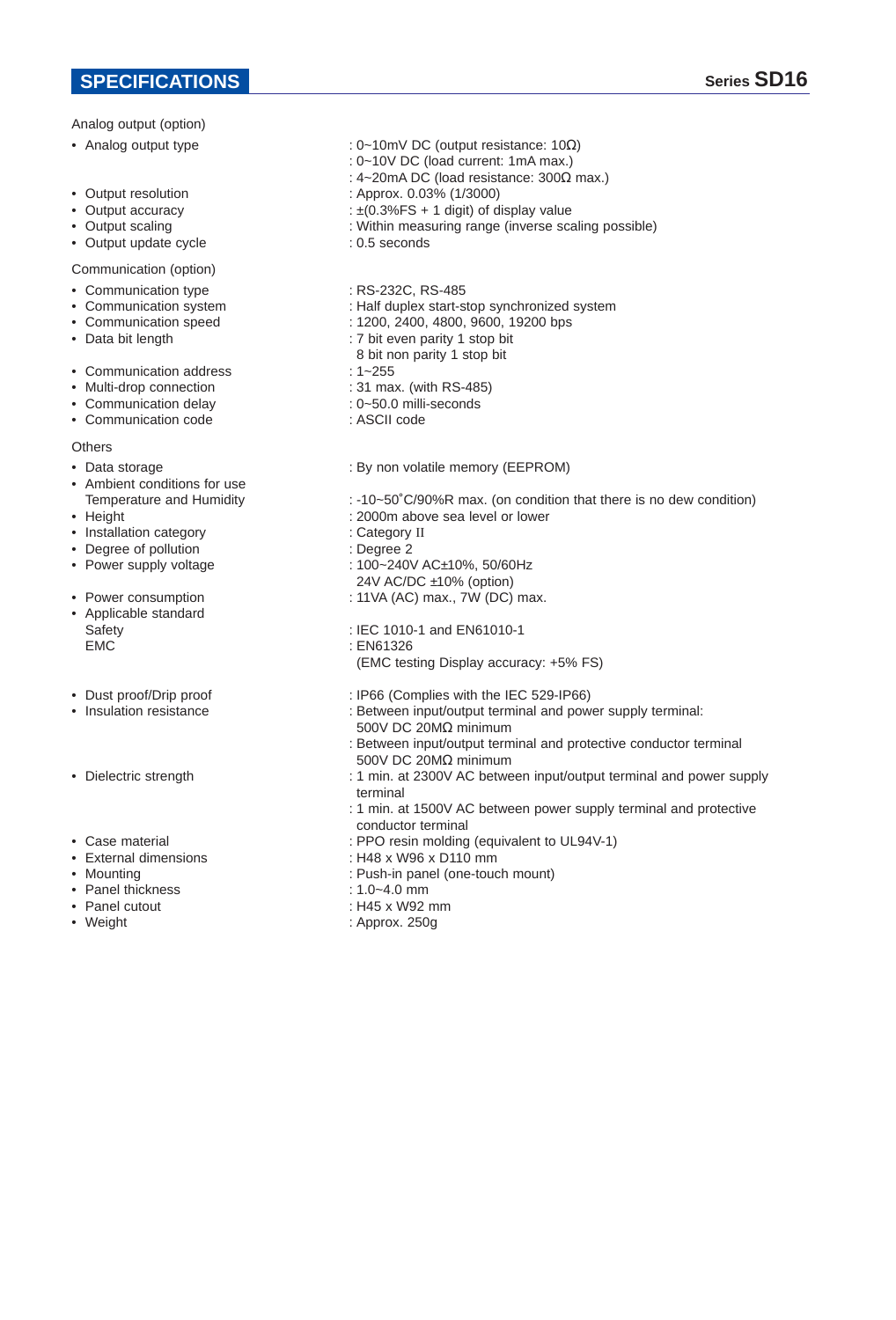## SPECIFICATIONS

Analog output (option)

- Analog output type : 0~10mV DC (output resistance: 10Ω)
  : 0~10V DC (load current: 1mA max.)
  : 4~20mA DC (load resistance: 300Ω max.)
- Output resolution : Approx. 0.03% (1/3000)
- Output accuracy : ±(0.3%FS + 1 digit) of display value
- Output scaling : Within measuring range (inverse scaling possible)
- Output update cycle : 0.5 seconds

Communication (option)

- Communication type : RS-232C, RS-485
- Communication system : Half duplex start-stop synchronized system
- Communication speed : 1200, 2400, 4800, 9600, 19200 bps
- Data bit length : 7 bit even parity 1 stop bit
  8 bit non parity 1 stop bit
- Communication address : 1~255
- Multi-drop connection : 31 max. (with RS-485)
- Communication delay : 0~50.0 milli-seconds
- Communication code : ASCII code

Others

- Data storage : By non volatile memory (EEPROM)
- Ambient conditions for use
  Temperature and Humidity : -10~50˚C/90%R max. (on condition that there is no dew condition)
- Height : 2000m above sea level or lower
- Installation category : Category II
- Degree of pollution : Degree 2
- Power supply voltage : 100~240V AC±10%, 50/60Hz
  24V AC/DC ±10% (option)
- Power consumption : 11VA (AC) max., 7W (DC) max.
- Applicable standard
  Safety : IEC 1010-1 and EN61010-1
  EMC : EN61326
  (EMC testing Display accuracy: +5% FS)
- Dust proof/Drip proof : IP66 (Complies with the IEC 529-IP66)
- Insulation resistance : Between input/output terminal and power supply terminal:
  500V DC 20MΩ minimum
  : Between input/output terminal and protective conductor terminal
  500V DC 20MΩ minimum
- Dielectric strength : 1 min. at 2300V AC between input/output terminal and power supply terminal
  : 1 min. at 1500V AC between power supply terminal and protective conductor terminal
- Case material : PPO resin molding (equivalent to UL94V-1)
- External dimensions : H48 x W96 x D110 mm
- Mounting : Push-in panel (one-touch mount)
- Panel thickness : 1.0~4.0 mm
- Panel cutout : H45 x W92 mm
- Weight : Approx. 250g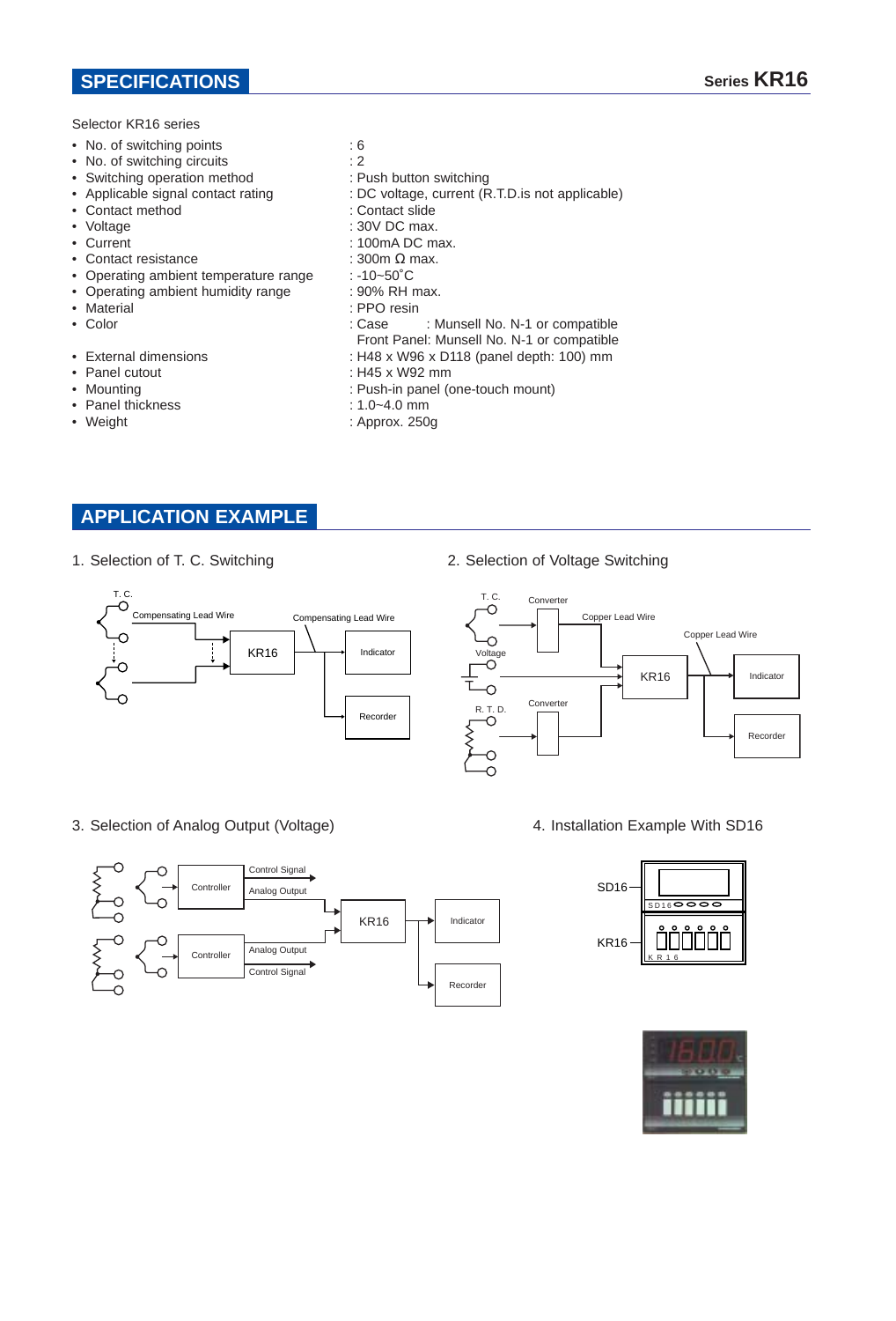## SPECIFICATIONS

Series **KR16**

Selector KR16 series

- No. of switching points : 6
- No. of switching circuits : 2
- Switching operation method : Push button switching
- Applicable signal contact rating : DC voltage, current (R.T.D.is not applicable)
- Contact method : Contact slide
- Voltage : 30V DC max.
- Current : 100mA DC max.
- Contact resistance : 300m Ω max.
- Operating ambient temperature range : -10~50˚C
- Operating ambient humidity range : 90% RH max.
- Material : PPO resin
- Color : Case : Munsell No. N-1 or compatible
  Front Panel: Munsell No. N-1 or compatible
- External dimensions : H48 x W96 x D118 (panel depth: 100) mm
- Panel cutout : H45 x W92 mm
- Mounting : Push-in panel (one-touch mount)
- Panel thickness : 1.0~4.0 mm
- Weight : Approx. 250g

## APPLICATION EXAMPLE

1. Selection of T. C. Switching

T. C. — Compensating Lead Wire — KR16 — Compensating Lead Wire — Indicator / Recorder

2. Selection of Voltage Switching

T. C. — Converter — Copper Lead Wire — KR16 — Copper Lead Wire — Indicator / Recorder
Voltage — KR16
R. T. D. — Converter — KR16

3. Selection of Analog Output (Voltage)

Controller — Control Signal / Analog Output — KR16 — Indicator / Recorder
Controller — Analog Output / Control Signal — KR16

4. Installation Example With SD16

SD16
KR16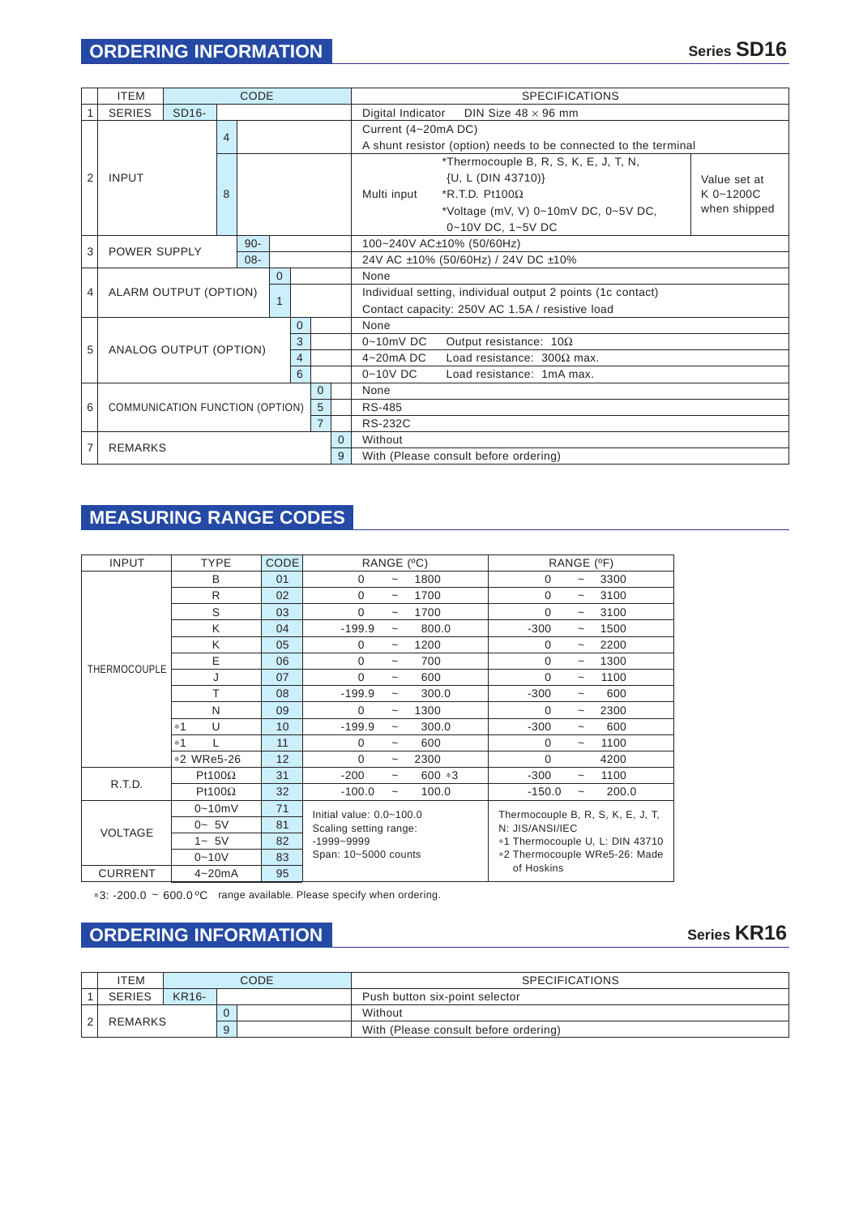## ORDERING INFORMATION

**Series SD16**

| | ITEM | CODE | | | | | | SPECIFICATIONS |
|---|---|---|---|---|---|---|---|---|
| 1 | SERIES | SD16- | | | | | | Digital Indicator DIN Size 48 × 96 mm |
| 2 | INPUT | | 4 | | | | | Current (4~20mA DC)<br>A shunt resistor (option) needs to be connected to the terminal |
| | | | 8 | | | | | Multi input *Thermocouple B, R, S, K, E, J, T, N, {U, L (DIN 43710)} *R.T.D. Pt100Ω *Voltage (mV, V) 0~10mV DC, 0~5V DC, 0~10V DC, 1~5V DC — Value set at K 0~1200C when shipped |
| 3 | POWER SUPPLY | | | 90- | | | | 100~240V AC±10% (50/60Hz) |
| | | | | 08- | | | | 24V AC ±10% (50/60Hz) / 24V DC ±10% |
| 4 | ALARM OUTPUT (OPTION) | | | | 0 | | | None |
| | | | | | 1 | | | Individual setting, individual output 2 points (1c contact)<br>Contact capacity: 250V AC 1.5A / resistive load |
| 5 | ANALOG OUTPUT (OPTION) | | | | | 0 | | None |
| | | | | | | 3 | | 0~10mV DC Output resistance: 10Ω |
| | | | | | | 4 | | 4~20mA DC Load resistance: 300Ω max. |
| | | | | | | 6 | | 0~10V DC Load resistance: 1mA max. |
| 6 | COMMUNICATION FUNCTION (OPTION) | | | | | | 0 | None |
| | | | | | | | 5 | RS-485 |
| | | | | | | | 7 | RS-232C |
| 7 | REMARKS | | | | | | 0 | Without |
| | | | | | | | 9 | With (Please consult before ordering) |

## MEASURING RANGE CODES

| INPUT | TYPE | CODE | RANGE (ºC) | RANGE (ºF) |
|---|---|---|---|---|
| THERMOCOUPLE | B | 01 | 0 ~ 1800 | 0 ~ 3300 |
| | R | 02 | 0 ~ 1700 | 0 ~ 3100 |
| | S | 03 | 0 ~ 1700 | 0 ~ 3100 |
| | K | 04 | -199.9 ~ 800.0 | -300 ~ 1500 |
| | K | 05 | 0 ~ 1200 | 0 ~ 2200 |
| | E | 06 | 0 ~ 700 | 0 ~ 1300 |
| | J | 07 | 0 ~ 600 | 0 ~ 1100 |
| | T | 08 | -199.9 ~ 300.0 | -300 ~ 600 |
| | N | 09 | 0 ~ 1300 | 0 ~ 2300 |
| | *1 U | 10 | -199.9 ~ 300.0 | -300 ~ 600 |
| | *1 L | 11 | 0 ~ 600 | 0 ~ 1100 |
| | *2 WRe5-26 | 12 | 0 ~ 2300 | 0 4200 |
| R.T.D. | Pt100Ω | 31 | -200 ~ 600 *3 | -300 ~ 1100 |
| | Pt100Ω | 32 | -100.0 ~ 100.0 | -150.0 ~ 200.0 |
| VOLTAGE | 0~10mV | 71 | Initial value: 0.0~100.0<br>Scaling setting range: -1999~9999<br>Span: 10~5000 counts | Thermocouple B, R, S, K, E, J, T, N: JIS/ANSI/IEC<br>*1 Thermocouple U, L: DIN 43710<br>*2 Thermocouple WRe5-26: Made of Hoskins |
| | 0~ 5V | 81 | | |
| | 1~ 5V | 82 | | |
| | 0~10V | 83 | | |
| CURRENT | 4~20mA | 95 | | |

*3: -200.0 ~ 600.0 ºC range available. Please specify when ordering.

## ORDERING INFORMATION

**Series KR16**

| | ITEM | CODE | | SPECIFICATIONS |
|---|---|---|---|---|
| 1 | SERIES | KR16- | | Push button six-point selector |
| 2 | REMARKS | | 0 | Without |
| | | | 9 | With (Please consult before ordering) |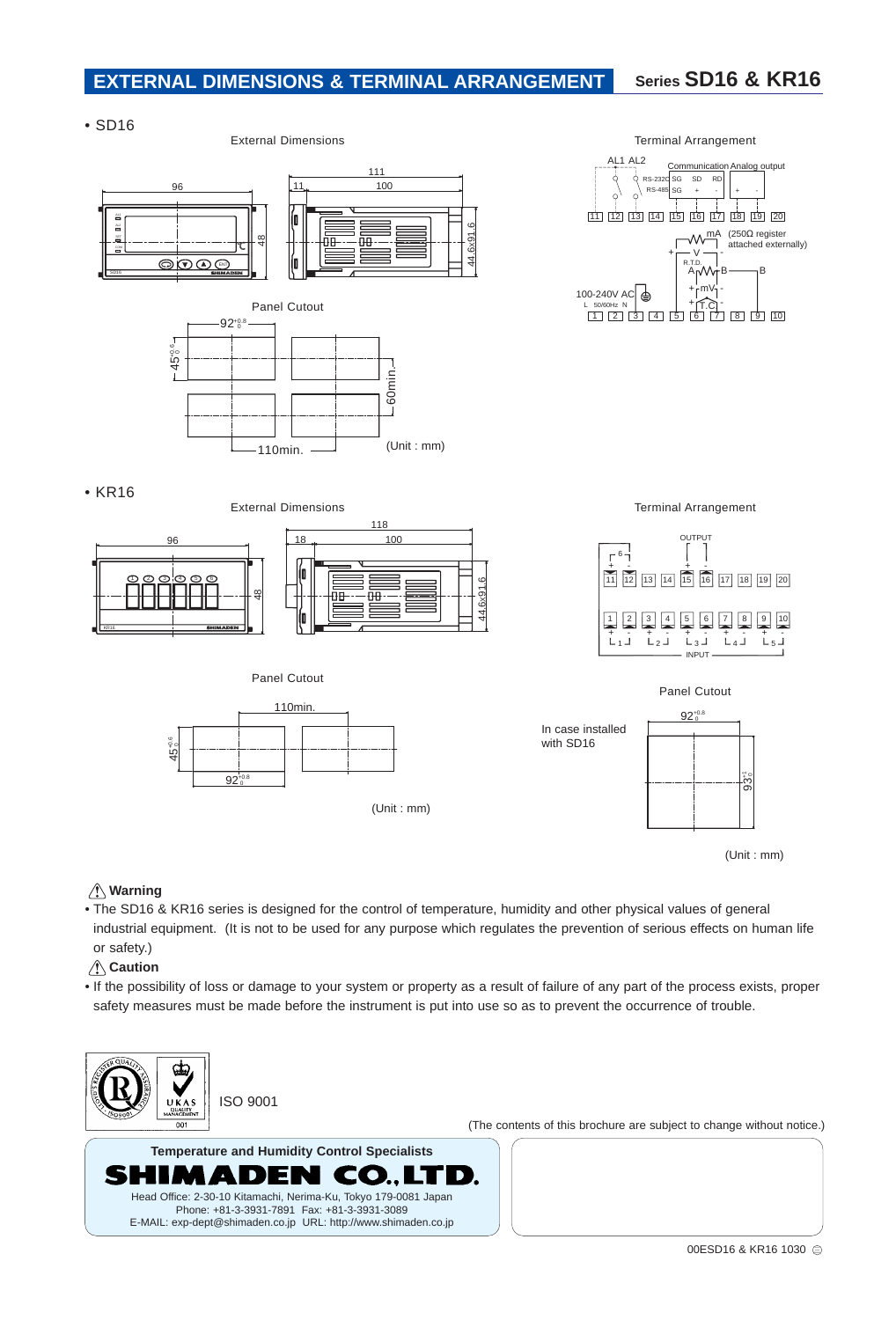## EXTERNAL DIMENSIONS & TERMINAL ARRANGEMENT

**Series SD16 & KR16**

### • SD16

External Dimensions

96

111

11

100

48

44.6x91.6

Panel Cutout

$92^{+0.8}_{0}$

$45^{+0.6}_{0}$

60min.

110min.

(Unit : mm)

Terminal Arrangement

AL1 AL2

Communication Analog output

RS-232C SG SD RD

RS-485 SG + -

11 12 13 14 15 16 17 18 19 20

mA (250Ω register attached externally)

V

R.T.D.

A B B

mV

TC

100-240V AC

L 50/60Hz N

1 2 3 4 5 6 7 8 9 10

### • KR16

External Dimensions

96

118

18

100

48

44.6x91.6

Panel Cutout

110min.

$45^{+0.6}_{0}$

$92^{+0.8}_{0}$

(Unit : mm)

Terminal Arrangement

OUTPUT

6

11 12 13 14 15 16 17 18 19 20

1 2 3 4 5 6 7 8 9 10

1 2 3 4 5

INPUT

Panel Cutout

In case installed with SD16

$92^{+0.8}_{0}$

$93^{+1}_{0}$

(Unit : mm)

**Warning**

- The SD16 & KR16 series is designed for the control of temperature, humidity and other physical values of general industrial equipment. (It is not to be used for any purpose which regulates the prevention of serious effects on human life or safety.)

**Caution**

- If the possibility of loss or damage to your system or property as a result of failure of any part of the process exists, proper safety measures must be made before the instrument is put into use so as to prevent the occurrence of trouble.

ISO 9001

(The contents of this brochure are subject to change without notice.)

**Temperature and Humidity Control Specialists**

**SHIMADEN CO., LTD.**

Head Office: 2-30-10 Kitamachi, Nerima-Ku, Tokyo 179-0081 Japan
Phone: +81-3-3931-7891 Fax: +81-3-3931-3089
E-MAIL: exp-dept@shimaden.co.jp URL: http://www.shimaden.co.jp

00ESD16 & KR16 1030